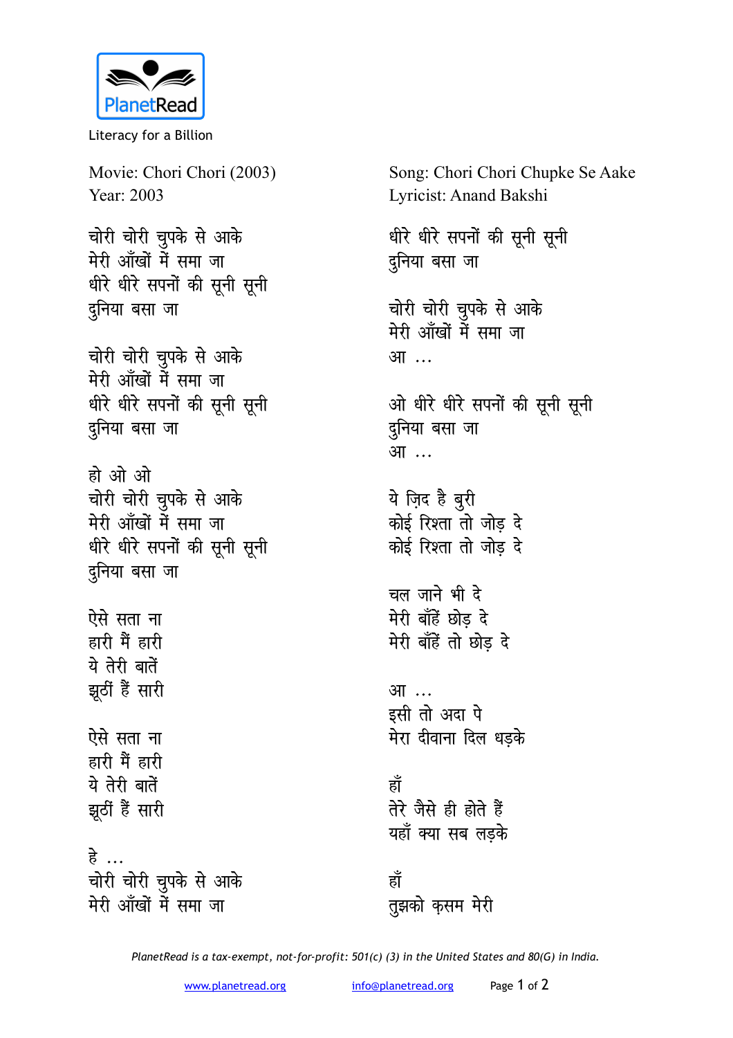PlanetRead

Literacy for a Billion

Movie: Chori Chori (2003)
Year: 2003

Song: Chori Chori Chupke Se Aake
Lyricist: Anand Bakshi

चोरी चोरी चुपके से आके
मेरी आँखों में समा जा
धीरे धीरे सपनों की सूनी सूनी
दुनिया बसा जा

चोरी चोरी चुपके से आके
मेरी आँखों में समा जा
धीरे धीरे सपनों की सूनी सूनी
दुनिया बसा जा

हो ओ ओ
चोरी चोरी चुपके से आके
मेरी आँखों में समा जा
धीरे धीरे सपनों की सूनी सूनी
दुनिया बसा जा

ऐसे सता ना
हारी मैं हारी
ये तेरी बातें
झूठीं हैं सारी

ऐसे सता ना
हारी मैं हारी
ये तेरी बातें
झूठीं हैं सारी

हे ...
चोरी चोरी चुपके से आके
मेरी आँखों में समा जा
धीरे धीरे सपनों की सूनी सूनी
दुनिया बसा जा

चोरी चोरी चुपके से आके
मेरी आँखों में समा जा
आ ...

ओ धीरे धीरे सपनों की सूनी सूनी
दुनिया बसा जा
आ ...

ये ज़िद है बुरी
कोई रिश्ता तो जोड़ दे
कोई रिश्ता तो जोड़ दे

चल जाने भी दे
मेरी बाँहें छोड़ दे
मेरी बाँहें तो छोड़ दे

आ ...
इसी तो अदा पे
मेरा दीवाना दिल धड़के

हाँ
तेरे जैसे ही होते हैं
यहाँ क्या सब लड़के

हाँ
तुझको क़सम मेरी

*PlanetRead is a tax-exempt, not-for-profit: 501(c) (3) in the United States and 80(G) in India.*

www.planetread.org    info@planetread.org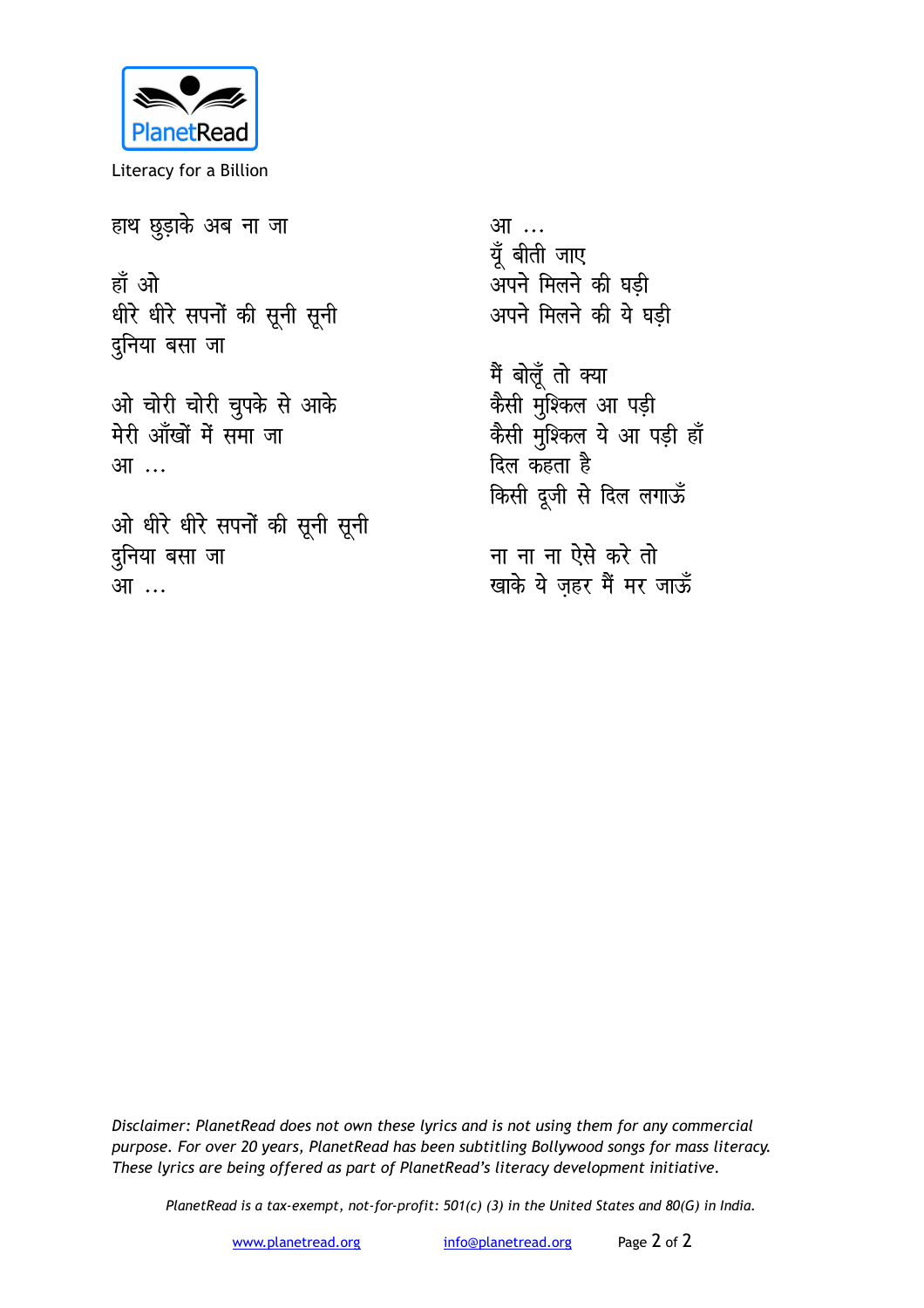PlanetRead

Literacy for a Billion

हाथ छुड़ाके अब ना जा

हाँ ओ
धीरे धीरे सपनों की सूनी सूनी
दुनिया बसा जा

ओ चोरी चोरी चुपके से आके
मेरी आँखों में समा जा
आ ...

ओ धीरे धीरे सपनों की सूनी सूनी
दुनिया बसा जा
आ ...

आ ...
यूँ बीती जाए
अपने मिलने की घड़ी
अपने मिलने की ये घड़ी

मैं बोलूँ तो क्या
कैसी मुश्किल आ पड़ी
कैसी मुश्किल ये आ पड़ी हाँ
दिल कहता है
किसी दूजी से दिल लगाऊँ

ना ना ना ऐसे करे तो
खाके ये ज़हर मैं मर जाऊँ

*Disclaimer: PlanetRead does not own these lyrics and is not using them for any commercial purpose. For over 20 years, PlanetRead has been subtitling Bollywood songs for mass literacy. These lyrics are being offered as part of PlanetRead's literacy development initiative.*

*PlanetRead is a tax-exempt, not-for-profit: 501(c) (3) in the United States and 80(G) in India.*

www.planetread.org    info@planetread.org